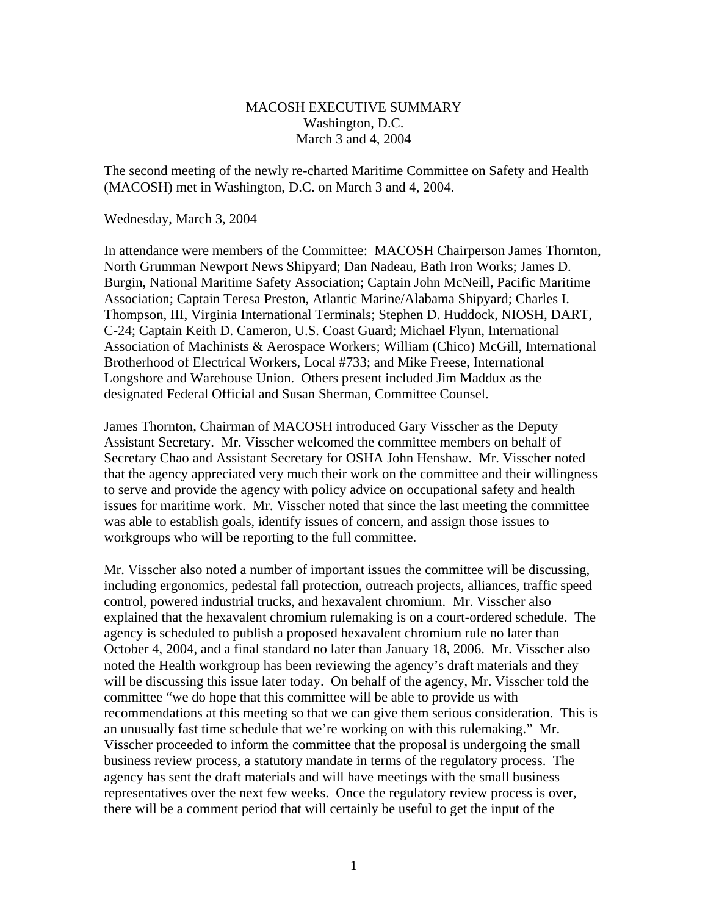# MACOSH EXECUTIVE SUMMARY
Washington, D.C.
March 3 and 4, 2004

The second meeting of the newly re-charted Maritime Committee on Safety and Health (MACOSH) met in Washington, D.C. on March 3 and 4, 2004.

Wednesday, March 3, 2004

In attendance were members of the Committee: MACOSH Chairperson James Thornton, North Grumman Newport News Shipyard; Dan Nadeau, Bath Iron Works; James D. Burgin, National Maritime Safety Association; Captain John McNeill, Pacific Maritime Association; Captain Teresa Preston, Atlantic Marine/Alabama Shipyard; Charles I. Thompson, III, Virginia International Terminals; Stephen D. Huddock, NIOSH, DART, C-24; Captain Keith D. Cameron, U.S. Coast Guard; Michael Flynn, International Association of Machinists & Aerospace Workers; William (Chico) McGill, International Brotherhood of Electrical Workers, Local #733; and Mike Freese, International Longshore and Warehouse Union. Others present included Jim Maddux as the designated Federal Official and Susan Sherman, Committee Counsel.

James Thornton, Chairman of MACOSH introduced Gary Visscher as the Deputy Assistant Secretary. Mr. Visscher welcomed the committee members on behalf of Secretary Chao and Assistant Secretary for OSHA John Henshaw. Mr. Visscher noted that the agency appreciated very much their work on the committee and their willingness to serve and provide the agency with policy advice on occupational safety and health issues for maritime work. Mr. Visscher noted that since the last meeting the committee was able to establish goals, identify issues of concern, and assign those issues to workgroups who will be reporting to the full committee.

Mr. Visscher also noted a number of important issues the committee will be discussing, including ergonomics, pedestal fall protection, outreach projects, alliances, traffic speed control, powered industrial trucks, and hexavalent chromium. Mr. Visscher also explained that the hexavalent chromium rulemaking is on a court-ordered schedule. The agency is scheduled to publish a proposed hexavalent chromium rule no later than October 4, 2004, and a final standard no later than January 18, 2006. Mr. Visscher also noted the Health workgroup has been reviewing the agency's draft materials and they will be discussing this issue later today. On behalf of the agency, Mr. Visscher told the committee "we do hope that this committee will be able to provide us with recommendations at this meeting so that we can give them serious consideration. This is an unusually fast time schedule that we're working on with this rulemaking." Mr. Visscher proceeded to inform the committee that the proposal is undergoing the small business review process, a statutory mandate in terms of the regulatory process. The agency has sent the draft materials and will have meetings with the small business representatives over the next few weeks. Once the regulatory review process is over, there will be a comment period that will certainly be useful to get the input of the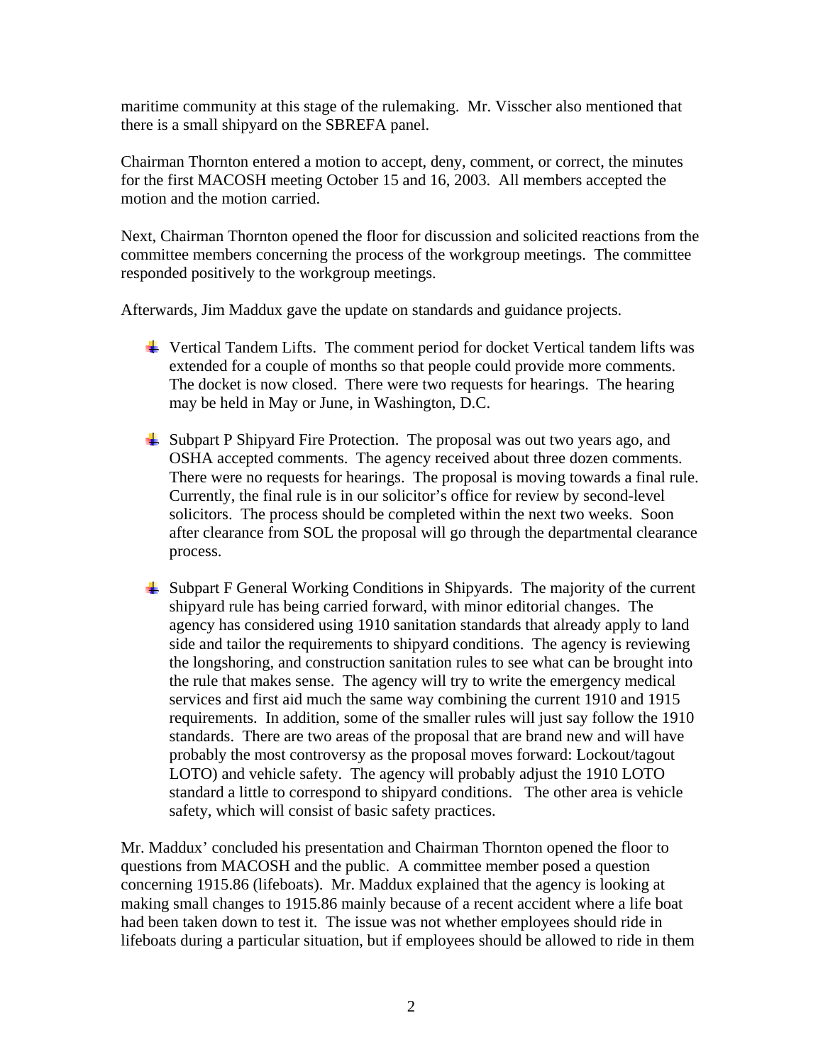maritime community at this stage of the rulemaking. Mr. Visscher also mentioned that there is a small shipyard on the SBREFA panel.

Chairman Thornton entered a motion to accept, deny, comment, or correct, the minutes for the first MACOSH meeting October 15 and 16, 2003. All members accepted the motion and the motion carried.

Next, Chairman Thornton opened the floor for discussion and solicited reactions from the committee members concerning the process of the workgroup meetings. The committee responded positively to the workgroup meetings.

Afterwards, Jim Maddux gave the update on standards and guidance projects.

- Vertical Tandem Lifts. The comment period for docket Vertical tandem lifts was extended for a couple of months so that people could provide more comments. The docket is now closed. There were two requests for hearings. The hearing may be held in May or June, in Washington, D.C.

- Subpart P Shipyard Fire Protection. The proposal was out two years ago, and OSHA accepted comments. The agency received about three dozen comments. There were no requests for hearings. The proposal is moving towards a final rule. Currently, the final rule is in our solicitor's office for review by second-level solicitors. The process should be completed within the next two weeks. Soon after clearance from SOL the proposal will go through the departmental clearance process.

- Subpart F General Working Conditions in Shipyards. The majority of the current shipyard rule has being carried forward, with minor editorial changes. The agency has considered using 1910 sanitation standards that already apply to land side and tailor the requirements to shipyard conditions. The agency is reviewing the longshoring, and construction sanitation rules to see what can be brought into the rule that makes sense. The agency will try to write the emergency medical services and first aid much the same way combining the current 1910 and 1915 requirements. In addition, some of the smaller rules will just say follow the 1910 standards. There are two areas of the proposal that are brand new and will have probably the most controversy as the proposal moves forward: Lockout/tagout LOTO) and vehicle safety. The agency will probably adjust the 1910 LOTO standard a little to correspond to shipyard conditions. The other area is vehicle safety, which will consist of basic safety practices.

Mr. Maddux' concluded his presentation and Chairman Thornton opened the floor to questions from MACOSH and the public. A committee member posed a question concerning 1915.86 (lifeboats). Mr. Maddux explained that the agency is looking at making small changes to 1915.86 mainly because of a recent accident where a life boat had been taken down to test it. The issue was not whether employees should ride in lifeboats during a particular situation, but if employees should be allowed to ride in them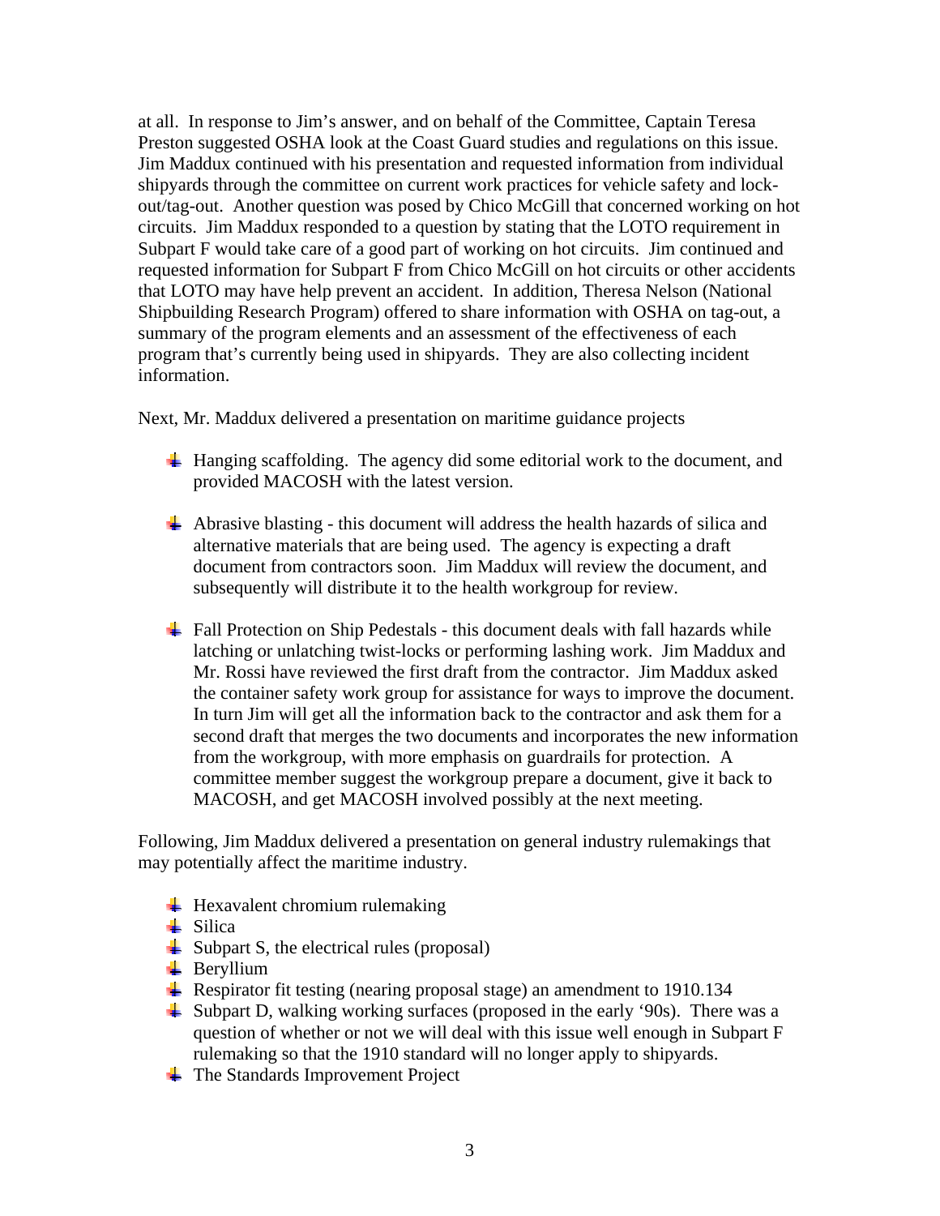at all. In response to Jim's answer, and on behalf of the Committee, Captain Teresa Preston suggested OSHA look at the Coast Guard studies and regulations on this issue. Jim Maddux continued with his presentation and requested information from individual shipyards through the committee on current work practices for vehicle safety and lock-out/tag-out. Another question was posed by Chico McGill that concerned working on hot circuits. Jim Maddux responded to a question by stating that the LOTO requirement in Subpart F would take care of a good part of working on hot circuits. Jim continued and requested information for Subpart F from Chico McGill on hot circuits or other accidents that LOTO may have help prevent an accident. In addition, Theresa Nelson (National Shipbuilding Research Program) offered to share information with OSHA on tag-out, a summary of the program elements and an assessment of the effectiveness of each program that's currently being used in shipyards. They are also collecting incident information.

Next, Mr. Maddux delivered a presentation on maritime guidance projects

- Hanging scaffolding. The agency did some editorial work to the document, and provided MACOSH with the latest version.

- Abrasive blasting - this document will address the health hazards of silica and alternative materials that are being used. The agency is expecting a draft document from contractors soon. Jim Maddux will review the document, and subsequently will distribute it to the health workgroup for review.

- Fall Protection on Ship Pedestals - this document deals with fall hazards while latching or unlatching twist-locks or performing lashing work. Jim Maddux and Mr. Rossi have reviewed the first draft from the contractor. Jim Maddux asked the container safety work group for assistance for ways to improve the document. In turn Jim will get all the information back to the contractor and ask them for a second draft that merges the two documents and incorporates the new information from the workgroup, with more emphasis on guardrails for protection. A committee member suggest the workgroup prepare a document, give it back to MACOSH, and get MACOSH involved possibly at the next meeting.

Following, Jim Maddux delivered a presentation on general industry rulemakings that may potentially affect the maritime industry.

- Hexavalent chromium rulemaking
- Silica
- Subpart S, the electrical rules (proposal)
- Beryllium
- Respirator fit testing (nearing proposal stage) an amendment to 1910.134
- Subpart D, walking working surfaces (proposed in the early '90s). There was a question of whether or not we will deal with this issue well enough in Subpart F rulemaking so that the 1910 standard will no longer apply to shipyards.
- The Standards Improvement Project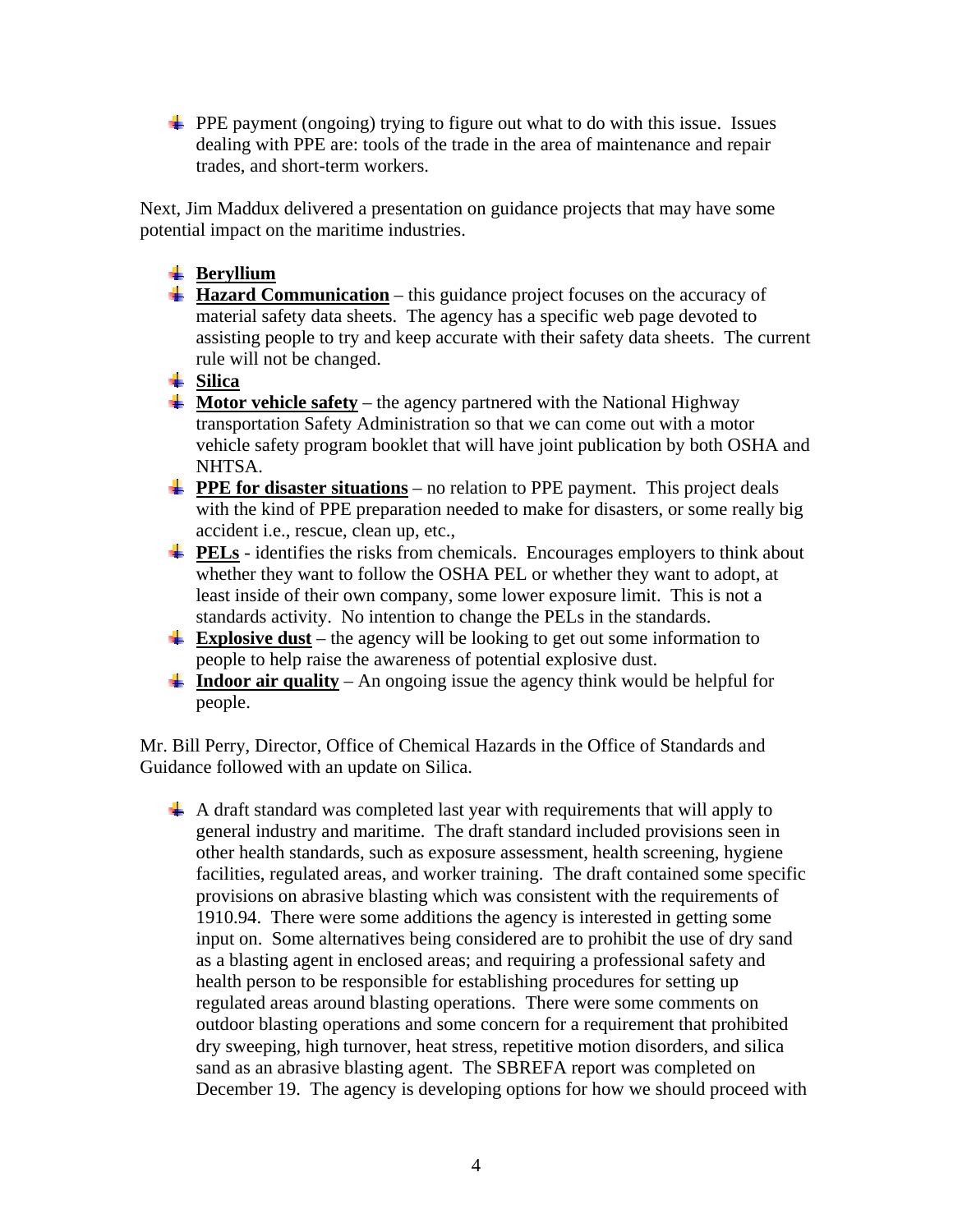- PPE payment (ongoing) trying to figure out what to do with this issue. Issues dealing with PPE are: tools of the trade in the area of maintenance and repair trades, and short-term workers.

Next, Jim Maddux delivered a presentation on guidance projects that may have some potential impact on the maritime industries.

- **Beryllium**
- **Hazard Communication** – this guidance project focuses on the accuracy of material safety data sheets. The agency has a specific web page devoted to assisting people to try and keep accurate with their safety data sheets. The current rule will not be changed.
- **Silica**
- **Motor vehicle safety** – the agency partnered with the National Highway transportation Safety Administration so that we can come out with a motor vehicle safety program booklet that will have joint publication by both OSHA and NHTSA.
- **PPE for disaster situations** – no relation to PPE payment. This project deals with the kind of PPE preparation needed to make for disasters, or some really big accident i.e., rescue, clean up, etc.,
- **PELs** - identifies the risks from chemicals. Encourages employers to think about whether they want to follow the OSHA PEL or whether they want to adopt, at least inside of their own company, some lower exposure limit. This is not a standards activity. No intention to change the PELs in the standards.
- **Explosive dust** – the agency will be looking to get out some information to people to help raise the awareness of potential explosive dust.
- **Indoor air quality** – An ongoing issue the agency think would be helpful for people.

Mr. Bill Perry, Director, Office of Chemical Hazards in the Office of Standards and Guidance followed with an update on Silica.

- A draft standard was completed last year with requirements that will apply to general industry and maritime. The draft standard included provisions seen in other health standards, such as exposure assessment, health screening, hygiene facilities, regulated areas, and worker training. The draft contained some specific provisions on abrasive blasting which was consistent with the requirements of 1910.94. There were some additions the agency is interested in getting some input on. Some alternatives being considered are to prohibit the use of dry sand as a blasting agent in enclosed areas; and requiring a professional safety and health person to be responsible for establishing procedures for setting up regulated areas around blasting operations. There were some comments on outdoor blasting operations and some concern for a requirement that prohibited dry sweeping, high turnover, heat stress, repetitive motion disorders, and silica sand as an abrasive blasting agent. The SBREFA report was completed on December 19. The agency is developing options for how we should proceed with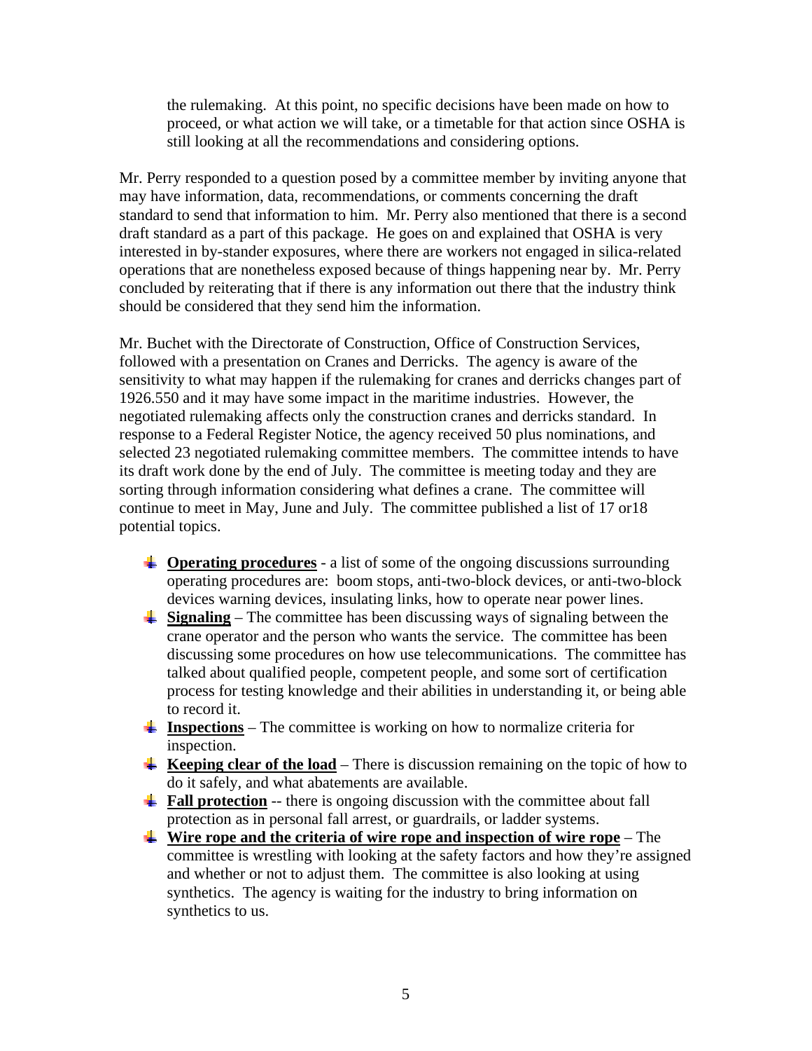the rulemaking. At this point, no specific decisions have been made on how to proceed, or what action we will take, or a timetable for that action since OSHA is still looking at all the recommendations and considering options.

Mr. Perry responded to a question posed by a committee member by inviting anyone that may have information, data, recommendations, or comments concerning the draft standard to send that information to him. Mr. Perry also mentioned that there is a second draft standard as a part of this package. He goes on and explained that OSHA is very interested in by-stander exposures, where there are workers not engaged in silica-related operations that are nonetheless exposed because of things happening near by. Mr. Perry concluded by reiterating that if there is any information out there that the industry think should be considered that they send him the information.

Mr. Buchet with the Directorate of Construction, Office of Construction Services, followed with a presentation on Cranes and Derricks. The agency is aware of the sensitivity to what may happen if the rulemaking for cranes and derricks changes part of 1926.550 and it may have some impact in the maritime industries. However, the negotiated rulemaking affects only the construction cranes and derricks standard. In response to a Federal Register Notice, the agency received 50 plus nominations, and selected 23 negotiated rulemaking committee members. The committee intends to have its draft work done by the end of July. The committee is meeting today and they are sorting through information considering what defines a crane. The committee will continue to meet in May, June and July. The committee published a list of 17 or18 potential topics.

- **Operating procedures** - a list of some of the ongoing discussions surrounding operating procedures are: boom stops, anti-two-block devices, or anti-two-block devices warning devices, insulating links, how to operate near power lines.
- **Signaling** – The committee has been discussing ways of signaling between the crane operator and the person who wants the service. The committee has been discussing some procedures on how use telecommunications. The committee has talked about qualified people, competent people, and some sort of certification process for testing knowledge and their abilities in understanding it, or being able to record it.
- **Inspections** – The committee is working on how to normalize criteria for inspection.
- **Keeping clear of the load** – There is discussion remaining on the topic of how to do it safely, and what abatements are available.
- **Fall protection** -- there is ongoing discussion with the committee about fall protection as in personal fall arrest, or guardrails, or ladder systems.
- **Wire rope and the criteria of wire rope and inspection of wire rope** – The committee is wrestling with looking at the safety factors and how they're assigned and whether or not to adjust them. The committee is also looking at using synthetics. The agency is waiting for the industry to bring information on synthetics to us.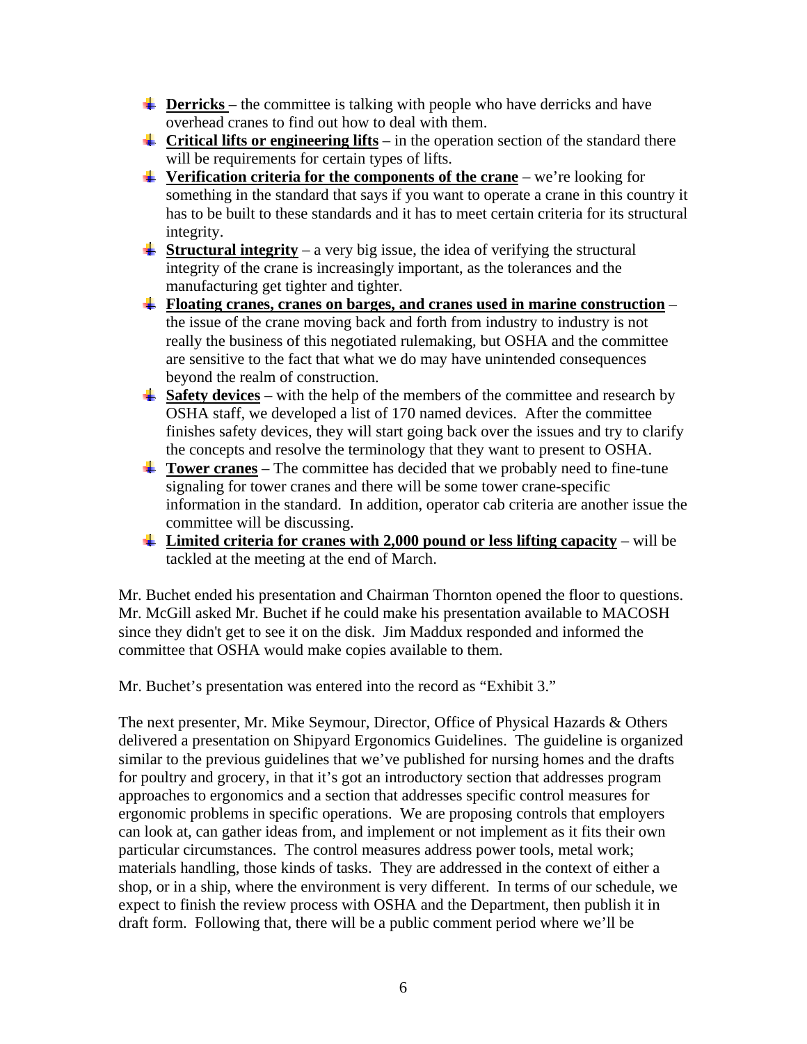- **<u>Derricks</u>** – the committee is talking with people who have derricks and have overhead cranes to find out how to deal with them.
- **<u>Critical lifts or engineering lifts</u>** – in the operation section of the standard there will be requirements for certain types of lifts.
- **<u>Verification criteria for the components of the crane</u>** – we're looking for something in the standard that says if you want to operate a crane in this country it has to be built to these standards and it has to meet certain criteria for its structural integrity.
- **<u>Structural integrity</u>** – a very big issue, the idea of verifying the structural integrity of the crane is increasingly important, as the tolerances and the manufacturing get tighter and tighter.
- **<u>Floating cranes, cranes on barges, and cranes used in marine construction</u>** – the issue of the crane moving back and forth from industry to industry is not really the business of this negotiated rulemaking, but OSHA and the committee are sensitive to the fact that what we do may have unintended consequences beyond the realm of construction.
- **<u>Safety devices</u>** – with the help of the members of the committee and research by OSHA staff, we developed a list of 170 named devices. After the committee finishes safety devices, they will start going back over the issues and try to clarify the concepts and resolve the terminology that they want to present to OSHA.
- **<u>Tower cranes</u>** – The committee has decided that we probably need to fine-tune signaling for tower cranes and there will be some tower crane-specific information in the standard. In addition, operator cab criteria are another issue the committee will be discussing.
- **<u>Limited criteria for cranes with 2,000 pound or less lifting capacity</u>** – will be tackled at the meeting at the end of March.

Mr. Buchet ended his presentation and Chairman Thornton opened the floor to questions. Mr. McGill asked Mr. Buchet if he could make his presentation available to MACOSH since they didn't get to see it on the disk. Jim Maddux responded and informed the committee that OSHA would make copies available to them.

Mr. Buchet's presentation was entered into the record as "Exhibit 3."

The next presenter, Mr. Mike Seymour, Director, Office of Physical Hazards & Others delivered a presentation on Shipyard Ergonomics Guidelines. The guideline is organized similar to the previous guidelines that we've published for nursing homes and the drafts for poultry and grocery, in that it's got an introductory section that addresses program approaches to ergonomics and a section that addresses specific control measures for ergonomic problems in specific operations. We are proposing controls that employers can look at, can gather ideas from, and implement or not implement as it fits their own particular circumstances. The control measures address power tools, metal work; materials handling, those kinds of tasks. They are addressed in the context of either a shop, or in a ship, where the environment is very different. In terms of our schedule, we expect to finish the review process with OSHA and the Department, then publish it in draft form. Following that, there will be a public comment period where we'll be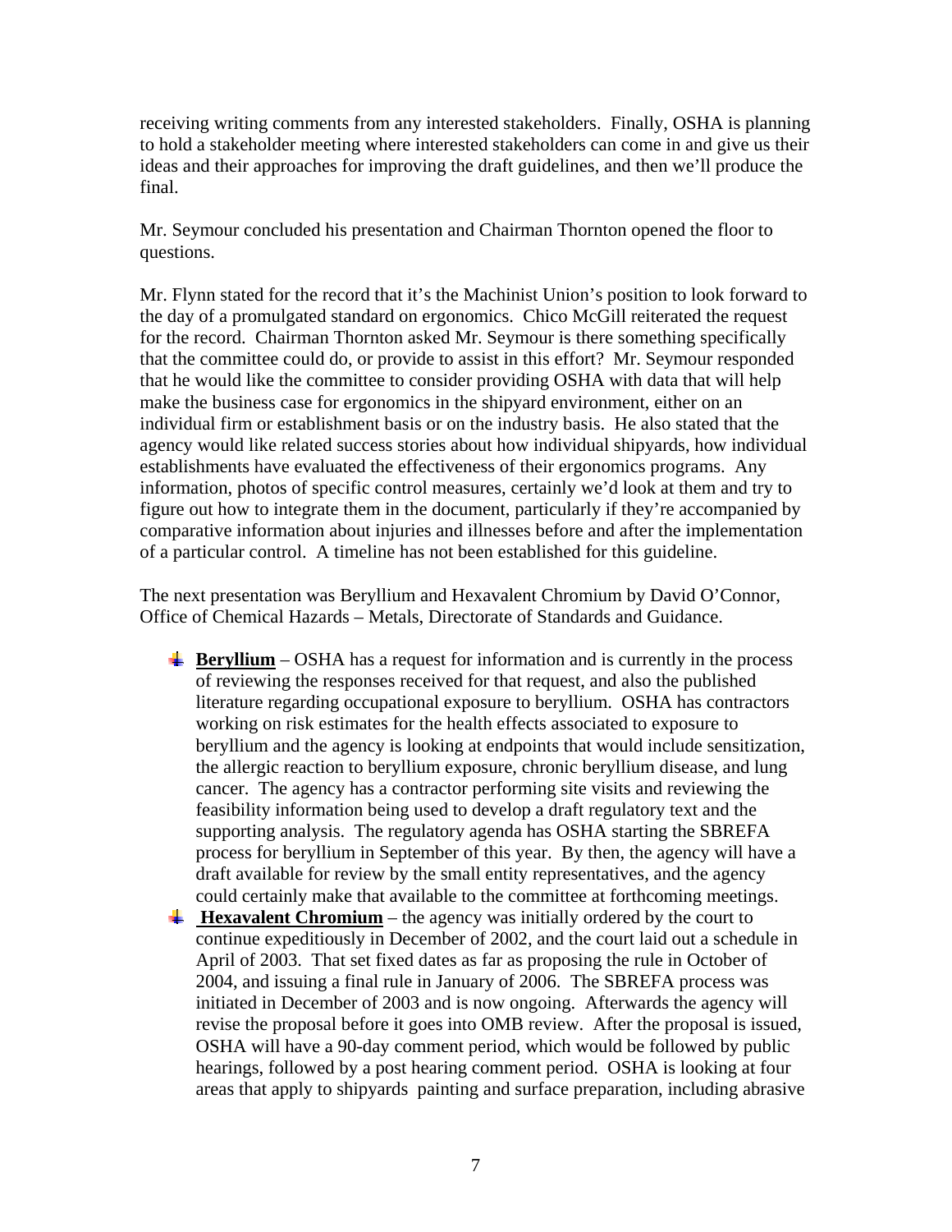receiving writing comments from any interested stakeholders. Finally, OSHA is planning to hold a stakeholder meeting where interested stakeholders can come in and give us their ideas and their approaches for improving the draft guidelines, and then we'll produce the final.

Mr. Seymour concluded his presentation and Chairman Thornton opened the floor to questions.

Mr. Flynn stated for the record that it's the Machinist Union's position to look forward to the day of a promulgated standard on ergonomics. Chico McGill reiterated the request for the record. Chairman Thornton asked Mr. Seymour is there something specifically that the committee could do, or provide to assist in this effort? Mr. Seymour responded that he would like the committee to consider providing OSHA with data that will help make the business case for ergonomics in the shipyard environment, either on an individual firm or establishment basis or on the industry basis. He also stated that the agency would like related success stories about how individual shipyards, how individual establishments have evaluated the effectiveness of their ergonomics programs. Any information, photos of specific control measures, certainly we'd look at them and try to figure out how to integrate them in the document, particularly if they're accompanied by comparative information about injuries and illnesses before and after the implementation of a particular control. A timeline has not been established for this guideline.

The next presentation was Beryllium and Hexavalent Chromium by David O'Connor, Office of Chemical Hazards – Metals, Directorate of Standards and Guidance.

- **Beryllium** – OSHA has a request for information and is currently in the process of reviewing the responses received for that request, and also the published literature regarding occupational exposure to beryllium. OSHA has contractors working on risk estimates for the health effects associated to exposure to beryllium and the agency is looking at endpoints that would include sensitization, the allergic reaction to beryllium exposure, chronic beryllium disease, and lung cancer. The agency has a contractor performing site visits and reviewing the feasibility information being used to develop a draft regulatory text and the supporting analysis. The regulatory agenda has OSHA starting the SBREFA process for beryllium in September of this year. By then, the agency will have a draft available for review by the small entity representatives, and the agency could certainly make that available to the committee at forthcoming meetings.
- **Hexavalent Chromium** – the agency was initially ordered by the court to continue expeditiously in December of 2002, and the court laid out a schedule in April of 2003. That set fixed dates as far as proposing the rule in October of 2004, and issuing a final rule in January of 2006. The SBREFA process was initiated in December of 2003 and is now ongoing. Afterwards the agency will revise the proposal before it goes into OMB review. After the proposal is issued, OSHA will have a 90-day comment period, which would be followed by public hearings, followed by a post hearing comment period. OSHA is looking at four areas that apply to shipyards painting and surface preparation, including abrasive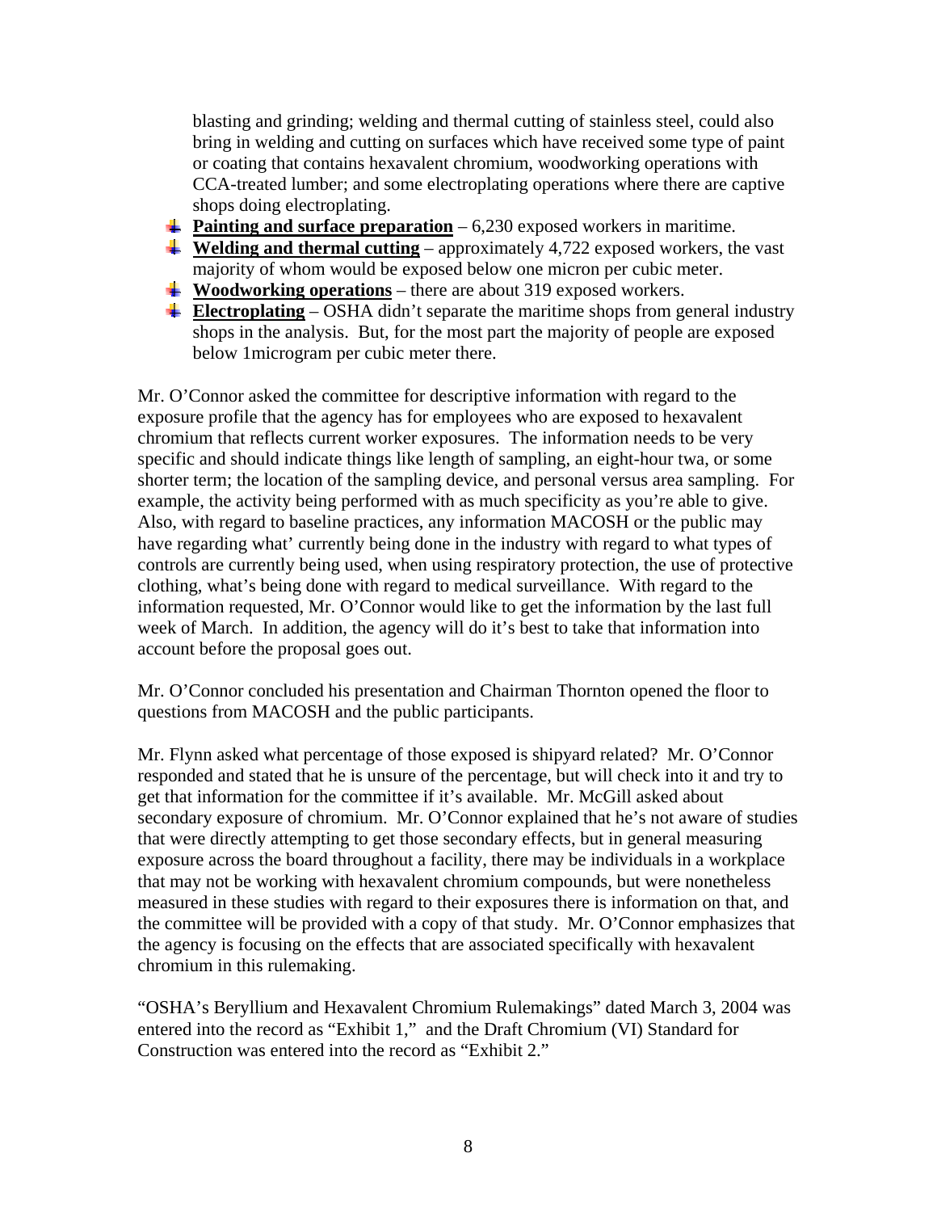blasting and grinding; welding and thermal cutting of stainless steel, could also bring in welding and cutting on surfaces which have received some type of paint or coating that contains hexavalent chromium, woodworking operations with CCA-treated lumber; and some electroplating operations where there are captive shops doing electroplating.

- **Painting and surface preparation** – 6,230 exposed workers in maritime.
- **Welding and thermal cutting** – approximately 4,722 exposed workers, the vast majority of whom would be exposed below one micron per cubic meter.
- **Woodworking operations** – there are about 319 exposed workers.
- **Electroplating** – OSHA didn't separate the maritime shops from general industry shops in the analysis. But, for the most part the majority of people are exposed below 1microgram per cubic meter there.

Mr. O'Connor asked the committee for descriptive information with regard to the exposure profile that the agency has for employees who are exposed to hexavalent chromium that reflects current worker exposures. The information needs to be very specific and should indicate things like length of sampling, an eight-hour twa, or some shorter term; the location of the sampling device, and personal versus area sampling. For example, the activity being performed with as much specificity as you're able to give. Also, with regard to baseline practices, any information MACOSH or the public may have regarding what' currently being done in the industry with regard to what types of controls are currently being used, when using respiratory protection, the use of protective clothing, what's being done with regard to medical surveillance. With regard to the information requested, Mr. O'Connor would like to get the information by the last full week of March. In addition, the agency will do it's best to take that information into account before the proposal goes out.

Mr. O'Connor concluded his presentation and Chairman Thornton opened the floor to questions from MACOSH and the public participants.

Mr. Flynn asked what percentage of those exposed is shipyard related? Mr. O'Connor responded and stated that he is unsure of the percentage, but will check into it and try to get that information for the committee if it's available. Mr. McGill asked about secondary exposure of chromium. Mr. O'Connor explained that he's not aware of studies that were directly attempting to get those secondary effects, but in general measuring exposure across the board throughout a facility, there may be individuals in a workplace that may not be working with hexavalent chromium compounds, but were nonetheless measured in these studies with regard to their exposures there is information on that, and the committee will be provided with a copy of that study. Mr. O'Connor emphasizes that the agency is focusing on the effects that are associated specifically with hexavalent chromium in this rulemaking.

"OSHA's Beryllium and Hexavalent Chromium Rulemakings" dated March 3, 2004 was entered into the record as "Exhibit 1," and the Draft Chromium (VI) Standard for Construction was entered into the record as "Exhibit 2."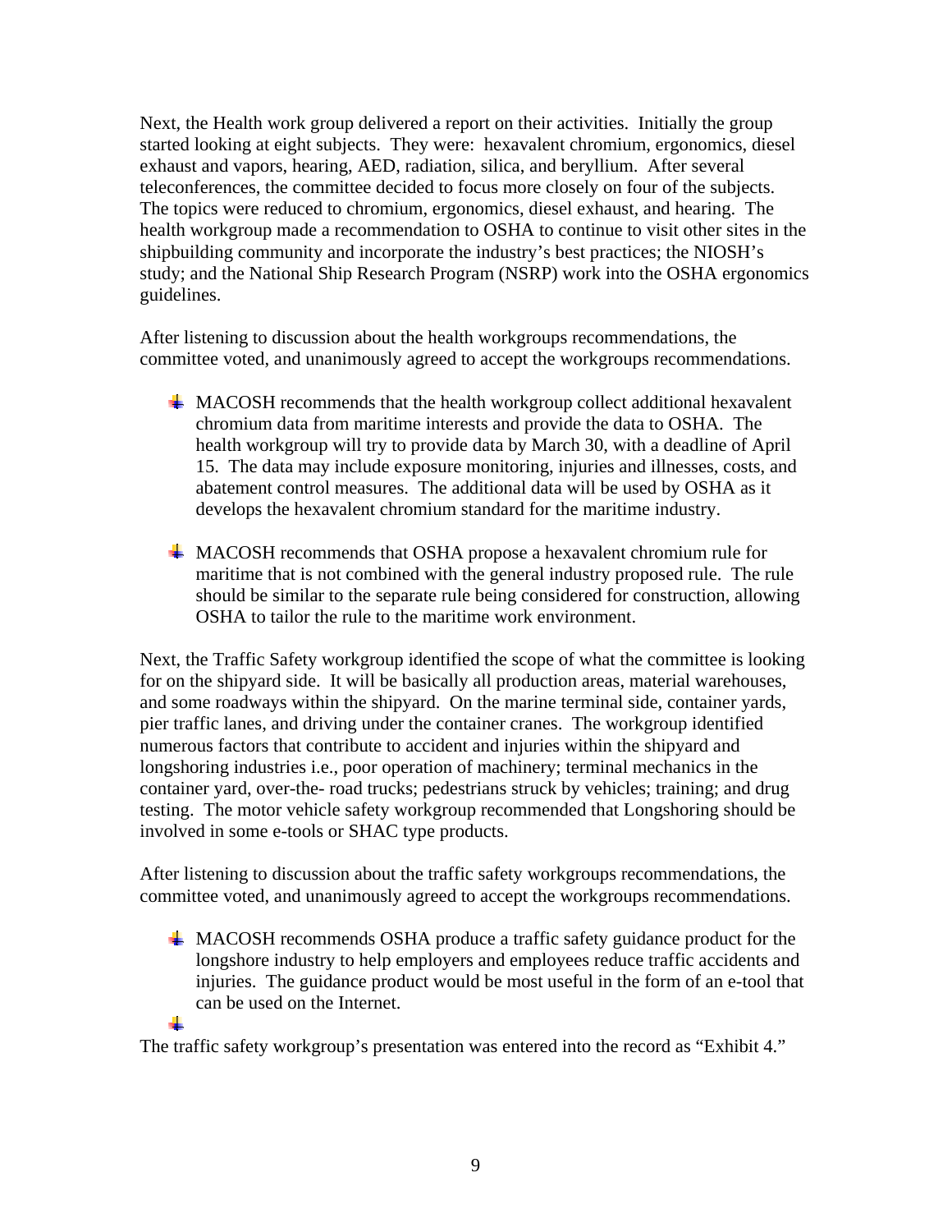Next, the Health work group delivered a report on their activities. Initially the group started looking at eight subjects. They were: hexavalent chromium, ergonomics, diesel exhaust and vapors, hearing, AED, radiation, silica, and beryllium. After several teleconferences, the committee decided to focus more closely on four of the subjects. The topics were reduced to chromium, ergonomics, diesel exhaust, and hearing. The health workgroup made a recommendation to OSHA to continue to visit other sites in the shipbuilding community and incorporate the industry's best practices; the NIOSH's study; and the National Ship Research Program (NSRP) work into the OSHA ergonomics guidelines.

After listening to discussion about the health workgroups recommendations, the committee voted, and unanimously agreed to accept the workgroups recommendations.

- MACOSH recommends that the health workgroup collect additional hexavalent chromium data from maritime interests and provide the data to OSHA. The health workgroup will try to provide data by March 30, with a deadline of April 15. The data may include exposure monitoring, injuries and illnesses, costs, and abatement control measures. The additional data will be used by OSHA as it develops the hexavalent chromium standard for the maritime industry.

- MACOSH recommends that OSHA propose a hexavalent chromium rule for maritime that is not combined with the general industry proposed rule. The rule should be similar to the separate rule being considered for construction, allowing OSHA to tailor the rule to the maritime work environment.

Next, the Traffic Safety workgroup identified the scope of what the committee is looking for on the shipyard side. It will be basically all production areas, material warehouses, and some roadways within the shipyard. On the marine terminal side, container yards, pier traffic lanes, and driving under the container cranes. The workgroup identified numerous factors that contribute to accident and injuries within the shipyard and longshoring industries i.e., poor operation of machinery; terminal mechanics in the container yard, over-the- road trucks; pedestrians struck by vehicles; training; and drug testing. The motor vehicle safety workgroup recommended that Longshoring should be involved in some e-tools or SHAC type products.

After listening to discussion about the traffic safety workgroups recommendations, the committee voted, and unanimously agreed to accept the workgroups recommendations.

- MACOSH recommends OSHA produce a traffic safety guidance product for the longshore industry to help employers and employees reduce traffic accidents and injuries. The guidance product would be most useful in the form of an e-tool that can be used on the Internet.

The traffic safety workgroup's presentation was entered into the record as "Exhibit 4."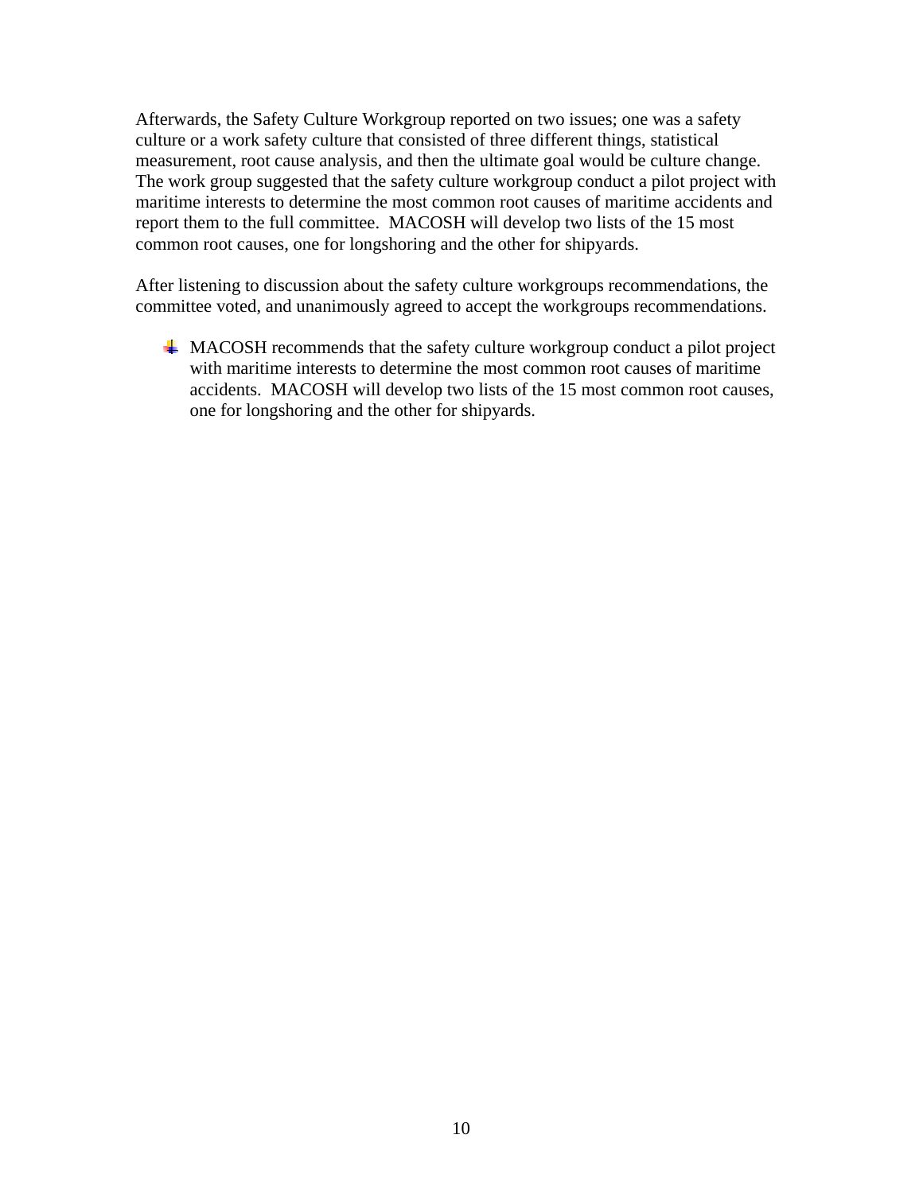Afterwards, the Safety Culture Workgroup reported on two issues; one was a safety culture or a work safety culture that consisted of three different things, statistical measurement, root cause analysis, and then the ultimate goal would be culture change. The work group suggested that the safety culture workgroup conduct a pilot project with maritime interests to determine the most common root causes of maritime accidents and report them to the full committee.  MACOSH will develop two lists of the 15 most common root causes, one for longshoring and the other for shipyards.

After listening to discussion about the safety culture workgroups recommendations, the committee voted, and unanimously agreed to accept the workgroups recommendations.

- MACOSH recommends that the safety culture workgroup conduct a pilot project with maritime interests to determine the most common root causes of maritime accidents.  MACOSH will develop two lists of the 15 most common root causes, one for longshoring and the other for shipyards.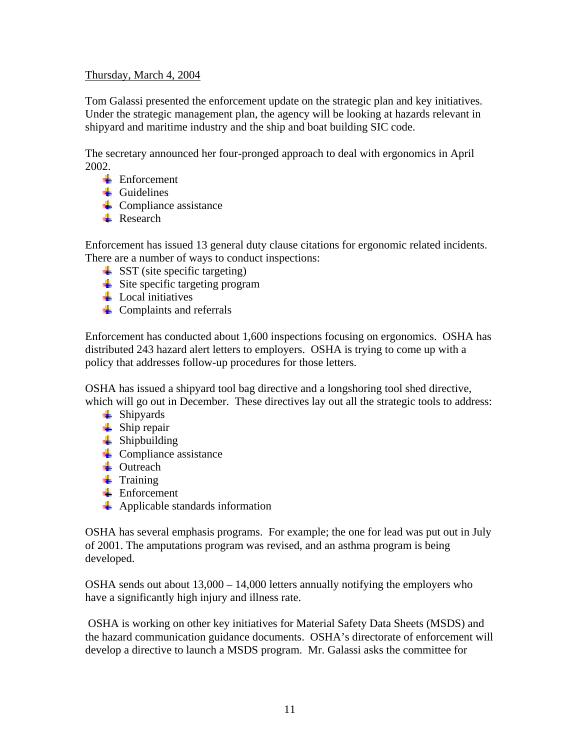Thursday, March 4, 2004

Tom Galassi presented the enforcement update on the strategic plan and key initiatives. Under the strategic management plan, the agency will be looking at hazards relevant in shipyard and maritime industry and the ship and boat building SIC code.

The secretary announced her four-pronged approach to deal with ergonomics in April 2002.

- Enforcement
- Guidelines
- Compliance assistance
- Research

Enforcement has issued 13 general duty clause citations for ergonomic related incidents. There are a number of ways to conduct inspections:

- SST (site specific targeting)
- Site specific targeting program
- Local initiatives
- Complaints and referrals

Enforcement has conducted about 1,600 inspections focusing on ergonomics. OSHA has distributed 243 hazard alert letters to employers. OSHA is trying to come up with a policy that addresses follow-up procedures for those letters.

OSHA has issued a shipyard tool bag directive and a longshoring tool shed directive, which will go out in December. These directives lay out all the strategic tools to address:

- Shipyards
- Ship repair
- Shipbuilding
- Compliance assistance
- Outreach
- Training
- Enforcement
- Applicable standards information

OSHA has several emphasis programs. For example; the one for lead was put out in July of 2001. The amputations program was revised, and an asthma program is being developed.

OSHA sends out about 13,000 – 14,000 letters annually notifying the employers who have a significantly high injury and illness rate.

OSHA is working on other key initiatives for Material Safety Data Sheets (MSDS) and the hazard communication guidance documents. OSHA's directorate of enforcement will develop a directive to launch a MSDS program. Mr. Galassi asks the committee for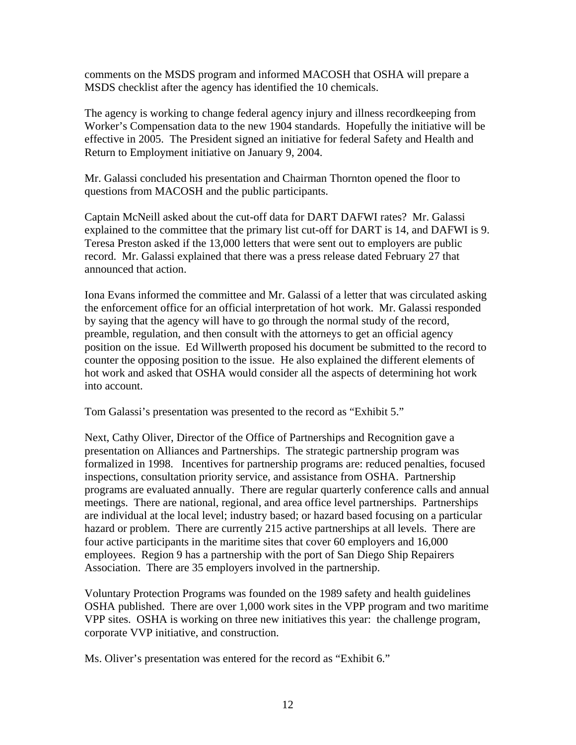comments on the MSDS program and informed MACOSH that OSHA will prepare a MSDS checklist after the agency has identified the 10 chemicals.

The agency is working to change federal agency injury and illness recordkeeping from Worker's Compensation data to the new 1904 standards. Hopefully the initiative will be effective in 2005. The President signed an initiative for federal Safety and Health and Return to Employment initiative on January 9, 2004.

Mr. Galassi concluded his presentation and Chairman Thornton opened the floor to questions from MACOSH and the public participants.

Captain McNeill asked about the cut-off data for DART DAFWI rates? Mr. Galassi explained to the committee that the primary list cut-off for DART is 14, and DAFWI is 9. Teresa Preston asked if the 13,000 letters that were sent out to employers are public record. Mr. Galassi explained that there was a press release dated February 27 that announced that action.

Iona Evans informed the committee and Mr. Galassi of a letter that was circulated asking the enforcement office for an official interpretation of hot work. Mr. Galassi responded by saying that the agency will have to go through the normal study of the record, preamble, regulation, and then consult with the attorneys to get an official agency position on the issue. Ed Willwerth proposed his document be submitted to the record to counter the opposing position to the issue. He also explained the different elements of hot work and asked that OSHA would consider all the aspects of determining hot work into account.

Tom Galassi's presentation was presented to the record as "Exhibit 5."

Next, Cathy Oliver, Director of the Office of Partnerships and Recognition gave a presentation on Alliances and Partnerships. The strategic partnership program was formalized in 1998. Incentives for partnership programs are: reduced penalties, focused inspections, consultation priority service, and assistance from OSHA. Partnership programs are evaluated annually. There are regular quarterly conference calls and annual meetings. There are national, regional, and area office level partnerships. Partnerships are individual at the local level; industry based; or hazard based focusing on a particular hazard or problem. There are currently 215 active partnerships at all levels. There are four active participants in the maritime sites that cover 60 employers and 16,000 employees. Region 9 has a partnership with the port of San Diego Ship Repairers Association. There are 35 employers involved in the partnership.

Voluntary Protection Programs was founded on the 1989 safety and health guidelines OSHA published. There are over 1,000 work sites in the VPP program and two maritime VPP sites. OSHA is working on three new initiatives this year: the challenge program, corporate VVP initiative, and construction.

Ms. Oliver's presentation was entered for the record as "Exhibit 6."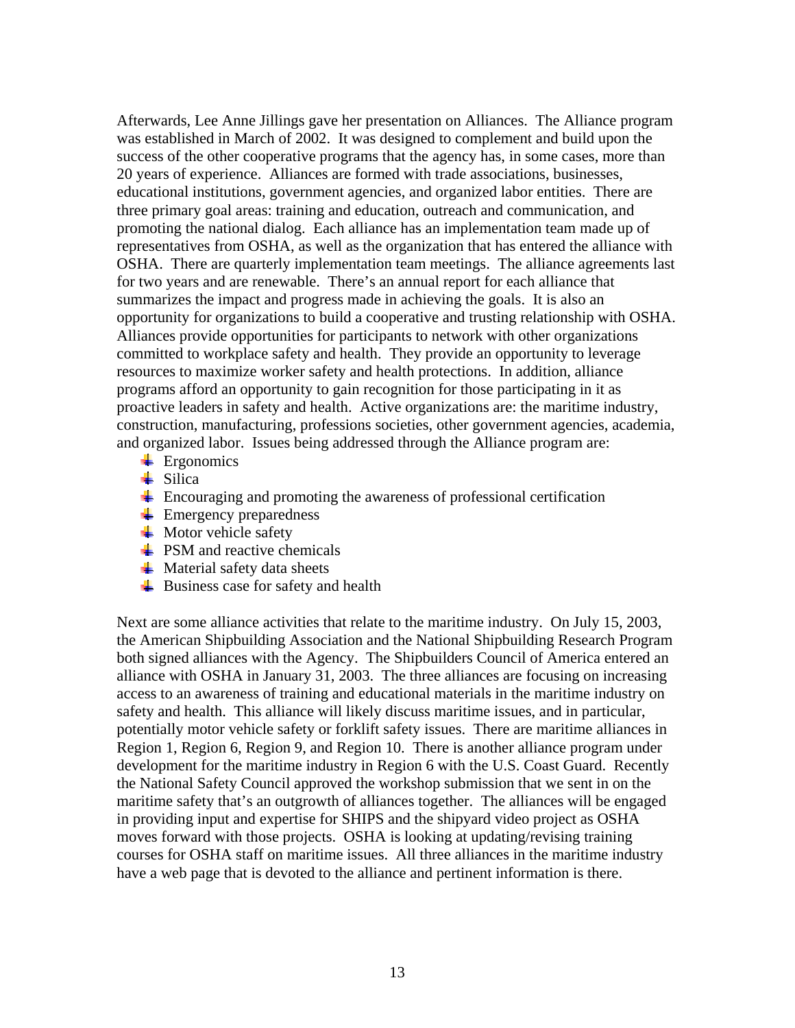Afterwards, Lee Anne Jillings gave her presentation on Alliances. The Alliance program was established in March of 2002. It was designed to complement and build upon the success of the other cooperative programs that the agency has, in some cases, more than 20 years of experience. Alliances are formed with trade associations, businesses, educational institutions, government agencies, and organized labor entities. There are three primary goal areas: training and education, outreach and communication, and promoting the national dialog. Each alliance has an implementation team made up of representatives from OSHA, as well as the organization that has entered the alliance with OSHA. There are quarterly implementation team meetings. The alliance agreements last for two years and are renewable. There's an annual report for each alliance that summarizes the impact and progress made in achieving the goals. It is also an opportunity for organizations to build a cooperative and trusting relationship with OSHA. Alliances provide opportunities for participants to network with other organizations committed to workplace safety and health. They provide an opportunity to leverage resources to maximize worker safety and health protections. In addition, alliance programs afford an opportunity to gain recognition for those participating in it as proactive leaders in safety and health. Active organizations are: the maritime industry, construction, manufacturing, professions societies, other government agencies, academia, and organized labor. Issues being addressed through the Alliance program are:

- Ergonomics
- Silica
- Encouraging and promoting the awareness of professional certification
- Emergency preparedness
- Motor vehicle safety
- PSM and reactive chemicals
- Material safety data sheets
- Business case for safety and health

Next are some alliance activities that relate to the maritime industry. On July 15, 2003, the American Shipbuilding Association and the National Shipbuilding Research Program both signed alliances with the Agency. The Shipbuilders Council of America entered an alliance with OSHA in January 31, 2003. The three alliances are focusing on increasing access to an awareness of training and educational materials in the maritime industry on safety and health. This alliance will likely discuss maritime issues, and in particular, potentially motor vehicle safety or forklift safety issues. There are maritime alliances in Region 1, Region 6, Region 9, and Region 10. There is another alliance program under development for the maritime industry in Region 6 with the U.S. Coast Guard. Recently the National Safety Council approved the workshop submission that we sent in on the maritime safety that's an outgrowth of alliances together. The alliances will be engaged in providing input and expertise for SHIPS and the shipyard video project as OSHA moves forward with those projects. OSHA is looking at updating/revising training courses for OSHA staff on maritime issues. All three alliances in the maritime industry have a web page that is devoted to the alliance and pertinent information is there.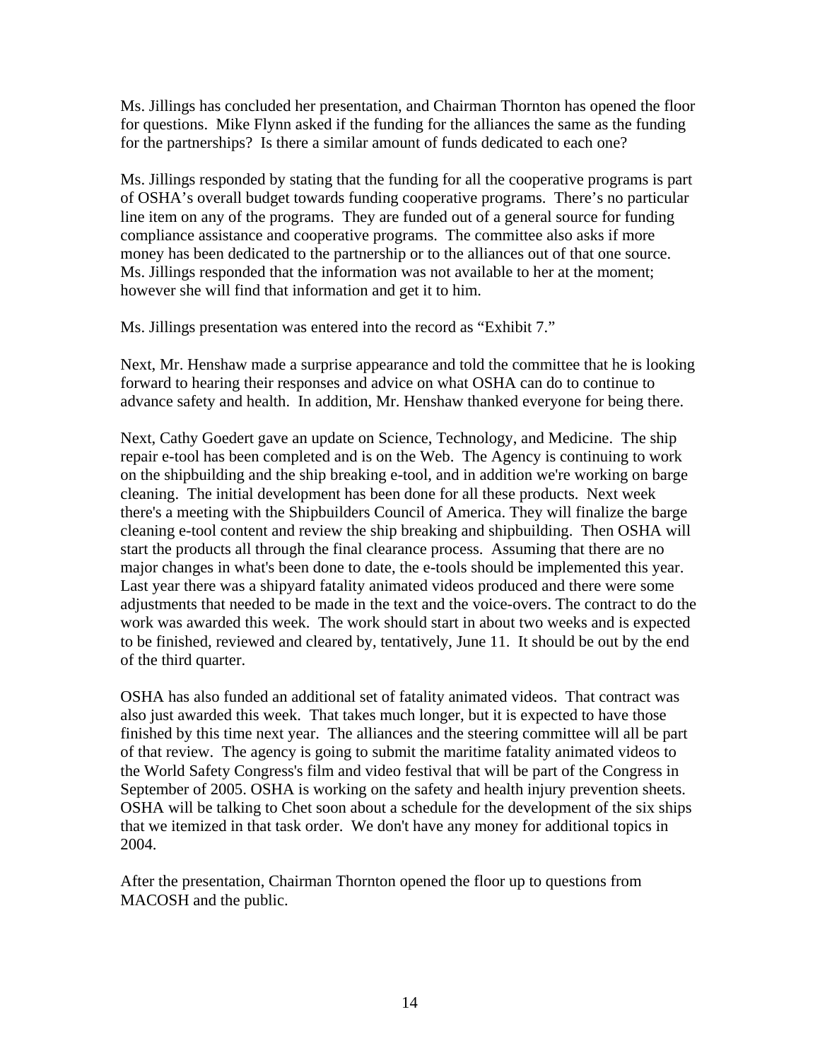Ms. Jillings has concluded her presentation, and Chairman Thornton has opened the floor for questions. Mike Flynn asked if the funding for the alliances the same as the funding for the partnerships? Is there a similar amount of funds dedicated to each one?

Ms. Jillings responded by stating that the funding for all the cooperative programs is part of OSHA's overall budget towards funding cooperative programs. There's no particular line item on any of the programs. They are funded out of a general source for funding compliance assistance and cooperative programs. The committee also asks if more money has been dedicated to the partnership or to the alliances out of that one source. Ms. Jillings responded that the information was not available to her at the moment; however she will find that information and get it to him.

Ms. Jillings presentation was entered into the record as "Exhibit 7."

Next, Mr. Henshaw made a surprise appearance and told the committee that he is looking forward to hearing their responses and advice on what OSHA can do to continue to advance safety and health. In addition, Mr. Henshaw thanked everyone for being there.

Next, Cathy Goedert gave an update on Science, Technology, and Medicine. The ship repair e-tool has been completed and is on the Web. The Agency is continuing to work on the shipbuilding and the ship breaking e-tool, and in addition we're working on barge cleaning. The initial development has been done for all these products. Next week there's a meeting with the Shipbuilders Council of America. They will finalize the barge cleaning e-tool content and review the ship breaking and shipbuilding. Then OSHA will start the products all through the final clearance process. Assuming that there are no major changes in what's been done to date, the e-tools should be implemented this year. Last year there was a shipyard fatality animated videos produced and there were some adjustments that needed to be made in the text and the voice-overs. The contract to do the work was awarded this week. The work should start in about two weeks and is expected to be finished, reviewed and cleared by, tentatively, June 11. It should be out by the end of the third quarter.

OSHA has also funded an additional set of fatality animated videos. That contract was also just awarded this week. That takes much longer, but it is expected to have those finished by this time next year. The alliances and the steering committee will all be part of that review. The agency is going to submit the maritime fatality animated videos to the World Safety Congress's film and video festival that will be part of the Congress in September of 2005. OSHA is working on the safety and health injury prevention sheets. OSHA will be talking to Chet soon about a schedule for the development of the six ships that we itemized in that task order. We don't have any money for additional topics in 2004.

After the presentation, Chairman Thornton opened the floor up to questions from MACOSH and the public.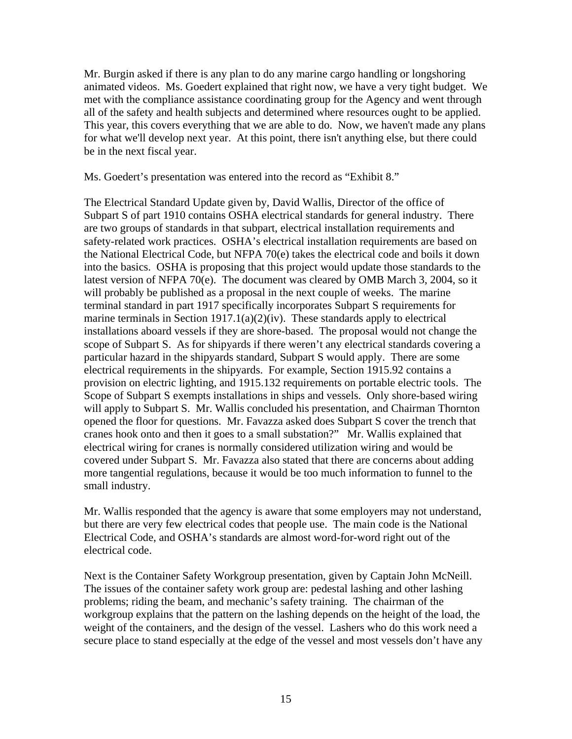Mr. Burgin asked if there is any plan to do any marine cargo handling or longshoring animated videos. Ms. Goedert explained that right now, we have a very tight budget. We met with the compliance assistance coordinating group for the Agency and went through all of the safety and health subjects and determined where resources ought to be applied. This year, this covers everything that we are able to do. Now, we haven't made any plans for what we'll develop next year. At this point, there isn't anything else, but there could be in the next fiscal year.

Ms. Goedert's presentation was entered into the record as "Exhibit 8."

The Electrical Standard Update given by, David Wallis, Director of the office of Subpart S of part 1910 contains OSHA electrical standards for general industry. There are two groups of standards in that subpart, electrical installation requirements and safety-related work practices. OSHA's electrical installation requirements are based on the National Electrical Code, but NFPA 70(e) takes the electrical code and boils it down into the basics. OSHA is proposing that this project would update those standards to the latest version of NFPA 70(e). The document was cleared by OMB March 3, 2004, so it will probably be published as a proposal in the next couple of weeks. The marine terminal standard in part 1917 specifically incorporates Subpart S requirements for marine terminals in Section 1917.1(a)(2)(iv). These standards apply to electrical installations aboard vessels if they are shore-based. The proposal would not change the scope of Subpart S. As for shipyards if there weren't any electrical standards covering a particular hazard in the shipyards standard, Subpart S would apply. There are some electrical requirements in the shipyards. For example, Section 1915.92 contains a provision on electric lighting, and 1915.132 requirements on portable electric tools. The Scope of Subpart S exempts installations in ships and vessels. Only shore-based wiring will apply to Subpart S. Mr. Wallis concluded his presentation, and Chairman Thornton opened the floor for questions. Mr. Favazza asked does Subpart S cover the trench that cranes hook onto and then it goes to a small substation?" Mr. Wallis explained that electrical wiring for cranes is normally considered utilization wiring and would be covered under Subpart S. Mr. Favazza also stated that there are concerns about adding more tangential regulations, because it would be too much information to funnel to the small industry.

Mr. Wallis responded that the agency is aware that some employers may not understand, but there are very few electrical codes that people use. The main code is the National Electrical Code, and OSHA's standards are almost word-for-word right out of the electrical code.

Next is the Container Safety Workgroup presentation, given by Captain John McNeill. The issues of the container safety work group are: pedestal lashing and other lashing problems; riding the beam, and mechanic's safety training. The chairman of the workgroup explains that the pattern on the lashing depends on the height of the load, the weight of the containers, and the design of the vessel. Lashers who do this work need a secure place to stand especially at the edge of the vessel and most vessels don't have any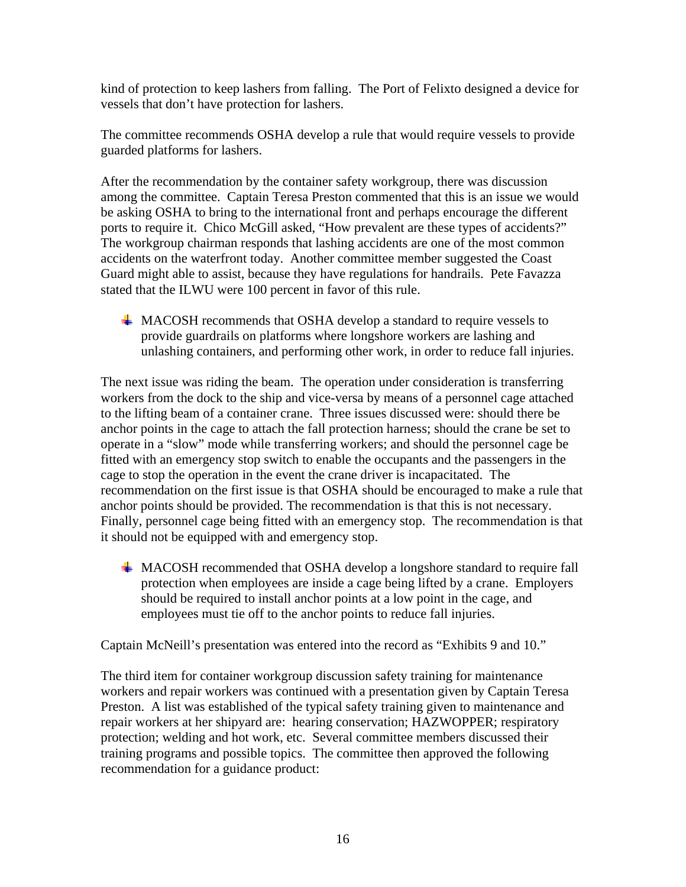kind of protection to keep lashers from falling. The Port of Felixto designed a device for vessels that don't have protection for lashers.

The committee recommends OSHA develop a rule that would require vessels to provide guarded platforms for lashers.

After the recommendation by the container safety workgroup, there was discussion among the committee. Captain Teresa Preston commented that this is an issue we would be asking OSHA to bring to the international front and perhaps encourage the different ports to require it. Chico McGill asked, "How prevalent are these types of accidents?" The workgroup chairman responds that lashing accidents are one of the most common accidents on the waterfront today. Another committee member suggested the Coast Guard might able to assist, because they have regulations for handrails. Pete Favazza stated that the ILWU were 100 percent in favor of this rule.

- MACOSH recommends that OSHA develop a standard to require vessels to provide guardrails on platforms where longshore workers are lashing and unlashing containers, and performing other work, in order to reduce fall injuries.

The next issue was riding the beam. The operation under consideration is transferring workers from the dock to the ship and vice-versa by means of a personnel cage attached to the lifting beam of a container crane. Three issues discussed were: should there be anchor points in the cage to attach the fall protection harness; should the crane be set to operate in a "slow" mode while transferring workers; and should the personnel cage be fitted with an emergency stop switch to enable the occupants and the passengers in the cage to stop the operation in the event the crane driver is incapacitated. The recommendation on the first issue is that OSHA should be encouraged to make a rule that anchor points should be provided. The recommendation is that this is not necessary. Finally, personnel cage being fitted with an emergency stop. The recommendation is that it should not be equipped with and emergency stop.

- MACOSH recommended that OSHA develop a longshore standard to require fall protection when employees are inside a cage being lifted by a crane. Employers should be required to install anchor points at a low point in the cage, and employees must tie off to the anchor points to reduce fall injuries.

Captain McNeill's presentation was entered into the record as "Exhibits 9 and 10."

The third item for container workgroup discussion safety training for maintenance workers and repair workers was continued with a presentation given by Captain Teresa Preston. A list was established of the typical safety training given to maintenance and repair workers at her shipyard are: hearing conservation; HAZWOPPER; respiratory protection; welding and hot work, etc. Several committee members discussed their training programs and possible topics. The committee then approved the following recommendation for a guidance product: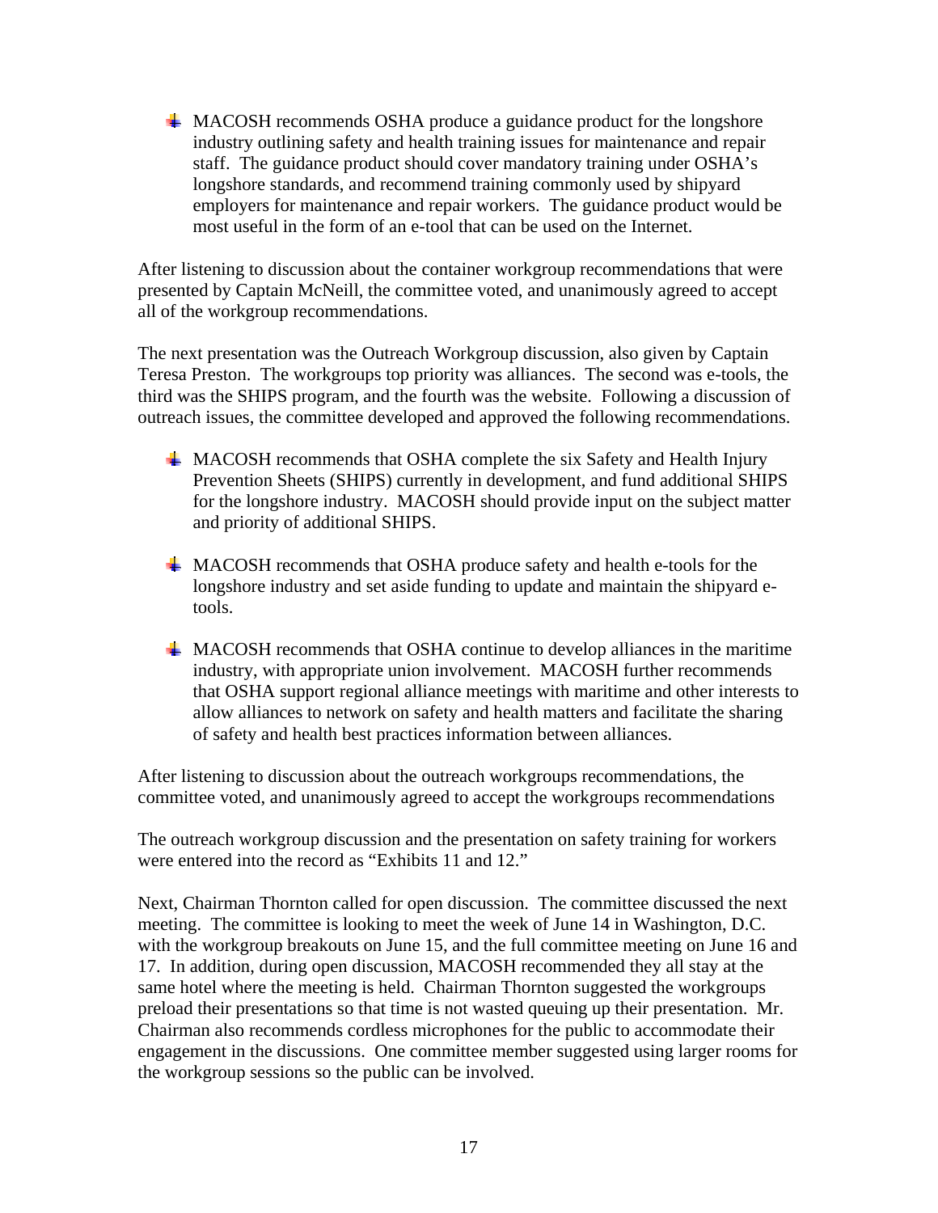- MACOSH recommends OSHA produce a guidance product for the longshore industry outlining safety and health training issues for maintenance and repair staff. The guidance product should cover mandatory training under OSHA's longshore standards, and recommend training commonly used by shipyard employers for maintenance and repair workers. The guidance product would be most useful in the form of an e-tool that can be used on the Internet.

After listening to discussion about the container workgroup recommendations that were presented by Captain McNeill, the committee voted, and unanimously agreed to accept all of the workgroup recommendations.

The next presentation was the Outreach Workgroup discussion, also given by Captain Teresa Preston. The workgroups top priority was alliances. The second was e-tools, the third was the SHIPS program, and the fourth was the website. Following a discussion of outreach issues, the committee developed and approved the following recommendations.

- MACOSH recommends that OSHA complete the six Safety and Health Injury Prevention Sheets (SHIPS) currently in development, and fund additional SHIPS for the longshore industry. MACOSH should provide input on the subject matter and priority of additional SHIPS.

- MACOSH recommends that OSHA produce safety and health e-tools for the longshore industry and set aside funding to update and maintain the shipyard e-tools.

- MACOSH recommends that OSHA continue to develop alliances in the maritime industry, with appropriate union involvement. MACOSH further recommends that OSHA support regional alliance meetings with maritime and other interests to allow alliances to network on safety and health matters and facilitate the sharing of safety and health best practices information between alliances.

After listening to discussion about the outreach workgroups recommendations, the committee voted, and unanimously agreed to accept the workgroups recommendations

The outreach workgroup discussion and the presentation on safety training for workers were entered into the record as "Exhibits 11 and 12."

Next, Chairman Thornton called for open discussion. The committee discussed the next meeting. The committee is looking to meet the week of June 14 in Washington, D.C. with the workgroup breakouts on June 15, and the full committee meeting on June 16 and 17. In addition, during open discussion, MACOSH recommended they all stay at the same hotel where the meeting is held. Chairman Thornton suggested the workgroups preload their presentations so that time is not wasted queuing up their presentation. Mr. Chairman also recommends cordless microphones for the public to accommodate their engagement in the discussions. One committee member suggested using larger rooms for the workgroup sessions so the public can be involved.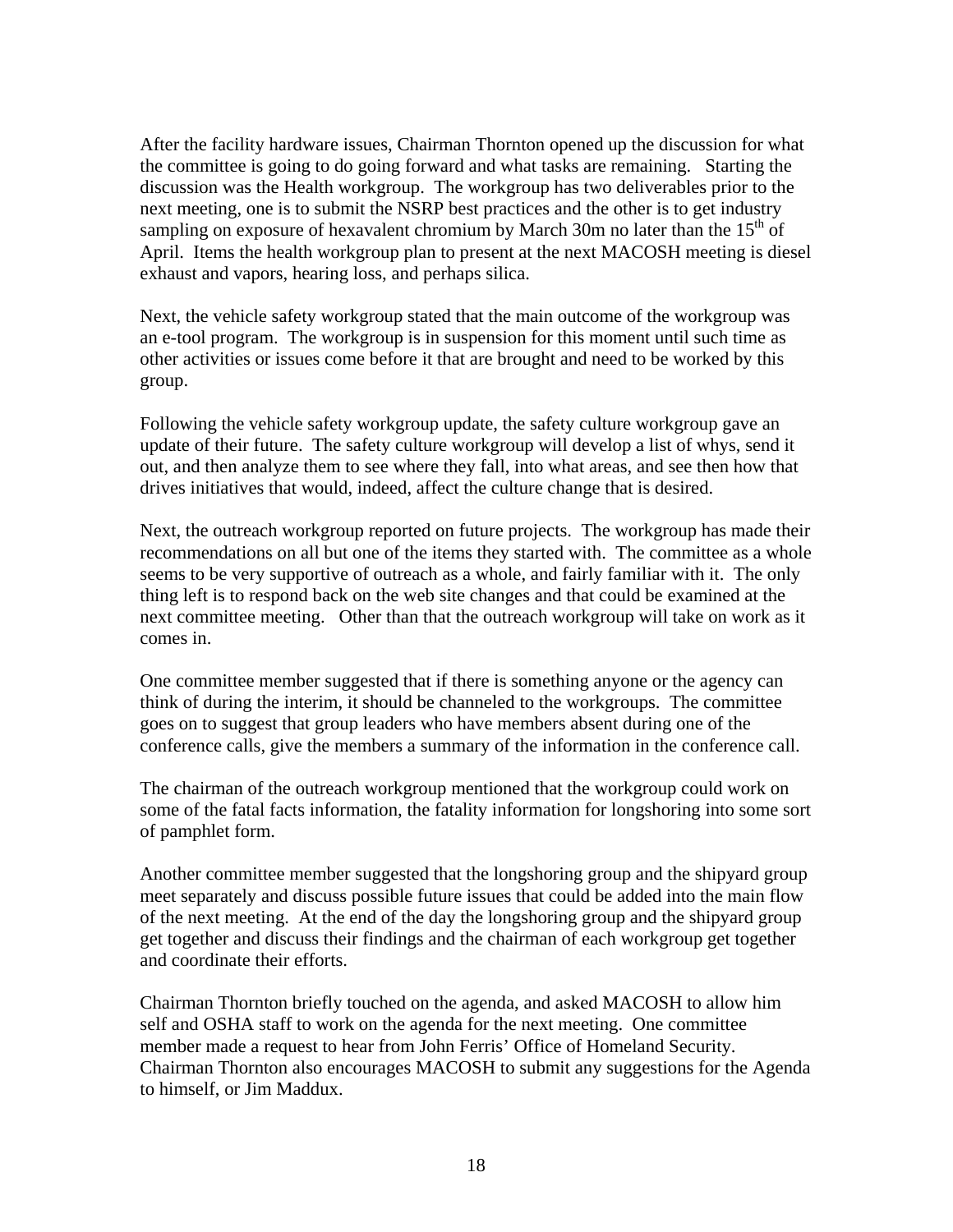After the facility hardware issues, Chairman Thornton opened up the discussion for what the committee is going to do going forward and what tasks are remaining. Starting the discussion was the Health workgroup. The workgroup has two deliverables prior to the next meeting, one is to submit the NSRP best practices and the other is to get industry sampling on exposure of hexavalent chromium by March 30m no later than the 15th of April. Items the health workgroup plan to present at the next MACOSH meeting is diesel exhaust and vapors, hearing loss, and perhaps silica.

Next, the vehicle safety workgroup stated that the main outcome of the workgroup was an e-tool program. The workgroup is in suspension for this moment until such time as other activities or issues come before it that are brought and need to be worked by this group.

Following the vehicle safety workgroup update, the safety culture workgroup gave an update of their future. The safety culture workgroup will develop a list of whys, send it out, and then analyze them to see where they fall, into what areas, and see then how that drives initiatives that would, indeed, affect the culture change that is desired.

Next, the outreach workgroup reported on future projects. The workgroup has made their recommendations on all but one of the items they started with. The committee as a whole seems to be very supportive of outreach as a whole, and fairly familiar with it. The only thing left is to respond back on the web site changes and that could be examined at the next committee meeting. Other than that the outreach workgroup will take on work as it comes in.

One committee member suggested that if there is something anyone or the agency can think of during the interim, it should be channeled to the workgroups. The committee goes on to suggest that group leaders who have members absent during one of the conference calls, give the members a summary of the information in the conference call.

The chairman of the outreach workgroup mentioned that the workgroup could work on some of the fatal facts information, the fatality information for longshoring into some sort of pamphlet form.

Another committee member suggested that the longshoring group and the shipyard group meet separately and discuss possible future issues that could be added into the main flow of the next meeting. At the end of the day the longshoring group and the shipyard group get together and discuss their findings and the chairman of each workgroup get together and coordinate their efforts.

Chairman Thornton briefly touched on the agenda, and asked MACOSH to allow him self and OSHA staff to work on the agenda for the next meeting. One committee member made a request to hear from John Ferris' Office of Homeland Security. Chairman Thornton also encourages MACOSH to submit any suggestions for the Agenda to himself, or Jim Maddux.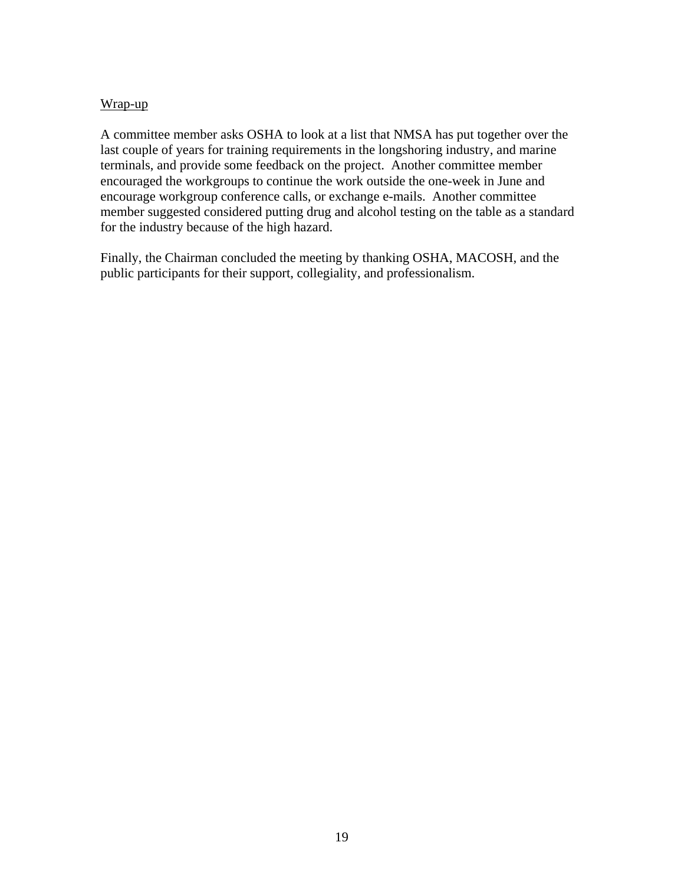<u>Wrap-up</u>

A committee member asks OSHA to look at a list that NMSA has put together over the last couple of years for training requirements in the longshoring industry, and marine terminals, and provide some feedback on the project. Another committee member encouraged the workgroups to continue the work outside the one-week in June and encourage workgroup conference calls, or exchange e-mails. Another committee member suggested considered putting drug and alcohol testing on the table as a standard for the industry because of the high hazard.

Finally, the Chairman concluded the meeting by thanking OSHA, MACOSH, and the public participants for their support, collegiality, and professionalism.